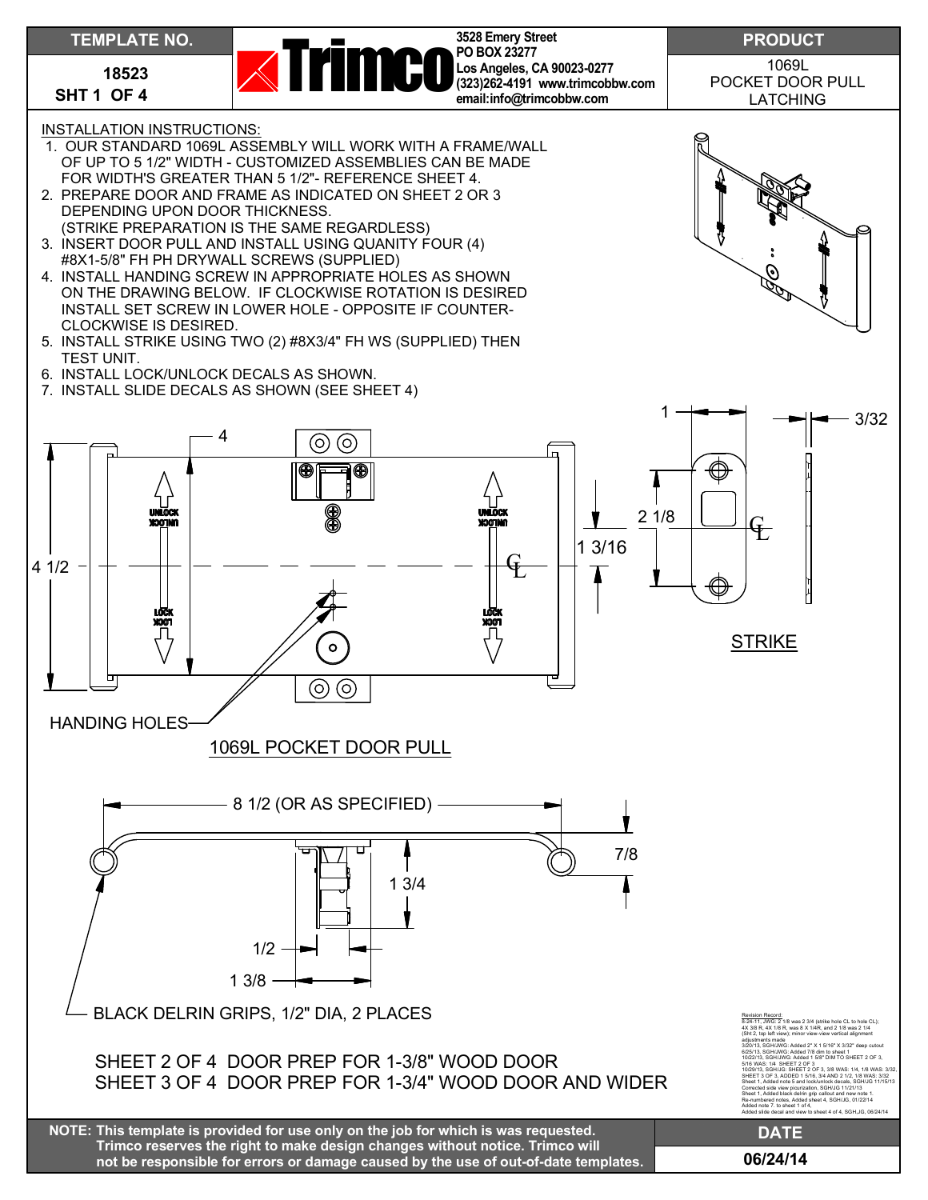| TEMPLATE NO. | Trimco | PRODUCT |
|---|---|---|
| 18523<br>SHT 1 OF 4 | 3528 Emery Street<br>PO BOX 23277<br>Los Angeles, CA 90023-0277<br>(323)262-4191 www.trimcobbw.com<br>email:info@trimcobbw.com | 1069L<br>POCKET DOOR PULL<br>LATCHING |

INSTALLATION INSTRUCTIONS:

1. OUR STANDARD 1069L ASSEMBLY WILL WORK WITH A FRAME/WALL OF UP TO 5 1/2" WIDTH - CUSTOMIZED ASSEMBLIES CAN BE MADE FOR WIDTH'S GREATER THAN 5 1/2"- REFERENCE SHEET 4.
2. PREPARE DOOR AND FRAME AS INDICATED ON SHEET 2 OR 3 DEPENDING UPON DOOR THICKNESS. (STRIKE PREPARATION IS THE SAME REGARDLESS)
3. INSERT DOOR PULL AND INSTALL USING QUANITY FOUR (4) #8X1-5/8" FH PH DRYWALL SCREWS (SUPPLIED)
4. INSTALL HANDING SCREW IN APPROPRIATE HOLES AS SHOWN ON THE DRAWING BELOW. IF CLOCKWISE ROTATION IS DESIRED INSTALL SET SCREW IN LOWER HOLE - OPPOSITE IF COUNTER-CLOCKWISE IS DESIRED.
5. INSTALL STRIKE USING TWO (2) #8X3/4" FH WS (SUPPLIED) THEN TEST UNIT.
6. INSTALL LOCK/UNLOCK DECALS AS SHOWN.
7. INSTALL SLIDE DECALS AS SHOWN (SEE SHEET 4)

4 1/2 — 4 — UNLOCK — LOCK — CL — 1 3/16 — HANDING HOLES

1069L POCKET DOOR PULL

1 — 3/32 — 2 1/8 — CL

STRIKE

8 1/2 (OR AS SPECIFIED) — 7/8 — 1 3/4 — 1/2 — 1 3/8

BLACK DELRIN GRIPS, 1/2" DIA, 2 PLACES

SHEET 2 OF 4 DOOR PREP FOR 1-3/8" WOOD DOOR
SHEET 3 OF 4 DOOR PREP FOR 1-3/4" WOOD DOOR AND WIDER

Revision Record:
8-24-11, JWG: 2 1/8 was 2 3/4 (strike hole CL to hole CL); 4X 3/8 R, 4X 1/8 R, was 8 X 1/4R, and 2 1/8 was 2 1/4 (Sht 2, top left view); minor view-view vertical alignment adjustments made
3/20/13, SGH/JWG: Added 2" X 1 5/16" X 3/32" deep cutout
6/25/13, SGH/JWG: Added 7/8 dim to sheet 1
10/22/13, SGH/JWG: Added 1 5/8" DIM TO SHEET 2 OF 3, 5/16 WAS: 1/4 SHEET 2 OF 3
10/29/13, SGH/JG: SHEET 2 OF 3, 3/8 WAS: 1/4, 1/8 WAS: 3/32, SHEET 3 OF 3, ADDED 1 5/16, 3/4 AND 2 1/2, 1/8 WAS: 3/32
Sheet 1, Added note 5 and lock/unlock decals, SGH/JG 11/15/13
Corrected side view picurization, SGH/JG 11/21/13
Sheet 1, Added black delrin grip callout and new note 1. Re-numbered notes, Added sheet 4, SGH/JG, 01/22/14
Added note 7. to sheet 1 of 4,
Added slide decal and view to sheet 4 of 4, SGH,JG, 06/24/14

| NOTE: This template is provided for use only on the job for which is was requested. Trimco reserves the right to make design changes without notice. Trimco will not be responsible for errors or damage caused by the use of out-of-date templates. | DATE |
|---|---|
| | 06/24/14 |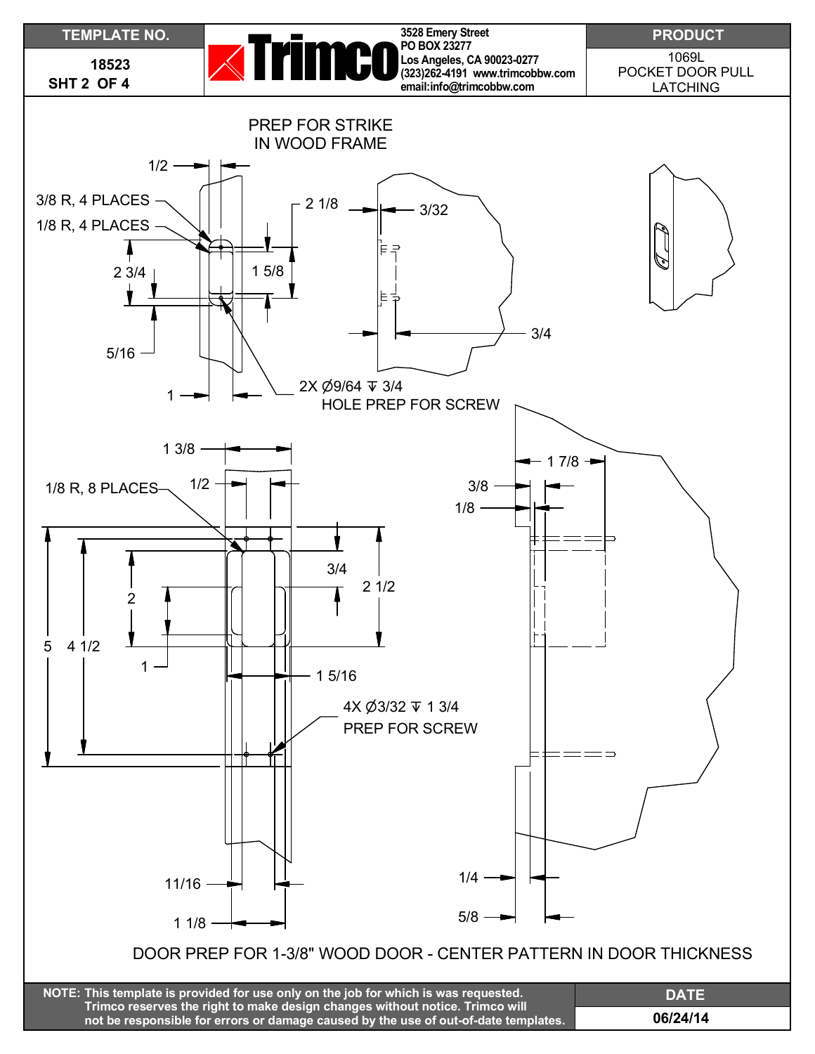| TEMPLATE NO. | Trimco | PRODUCT |
|---|---|---|
| 18523 SHT 2 OF 4 | 3528 Emery Street PO BOX 23277 Los Angeles, CA 90023-0277 (323)262-4191 www.trimcobbw.com email:info@trimcobbw.com | 1069L POCKET DOOR PULL LATCHING |

## PREP FOR STRIKE IN WOOD FRAME

1/2

3/8 R, 4 PLACES

1/8 R, 4 PLACES

2 3/4

5/16

1

2 1/8

1 5/8

3/32

3/4

2X Ø9/64 ⊽ 3/4
HOLE PREP FOR SCREW

1 3/8

1/2

1/8 R, 8 PLACES

5

4 1/2

2

1

3/4

2 1/2

1 5/16

4X Ø3/32 ⊽ 1 3/4
PREP FOR SCREW

11/16

1 1/8

1 7/8

3/8

1/8

1/4

5/8

DOOR PREP FOR 1-3/8" WOOD DOOR - CENTER PATTERN IN DOOR THICKNESS

**NOTE: This template is provided for use only on the job for which is was requested. Trimco reserves the right to make design changes without notice. Trimco will not be responsible for errors or damage caused by the use of out-of-date templates.**

| DATE |
|---|
| 06/24/14 |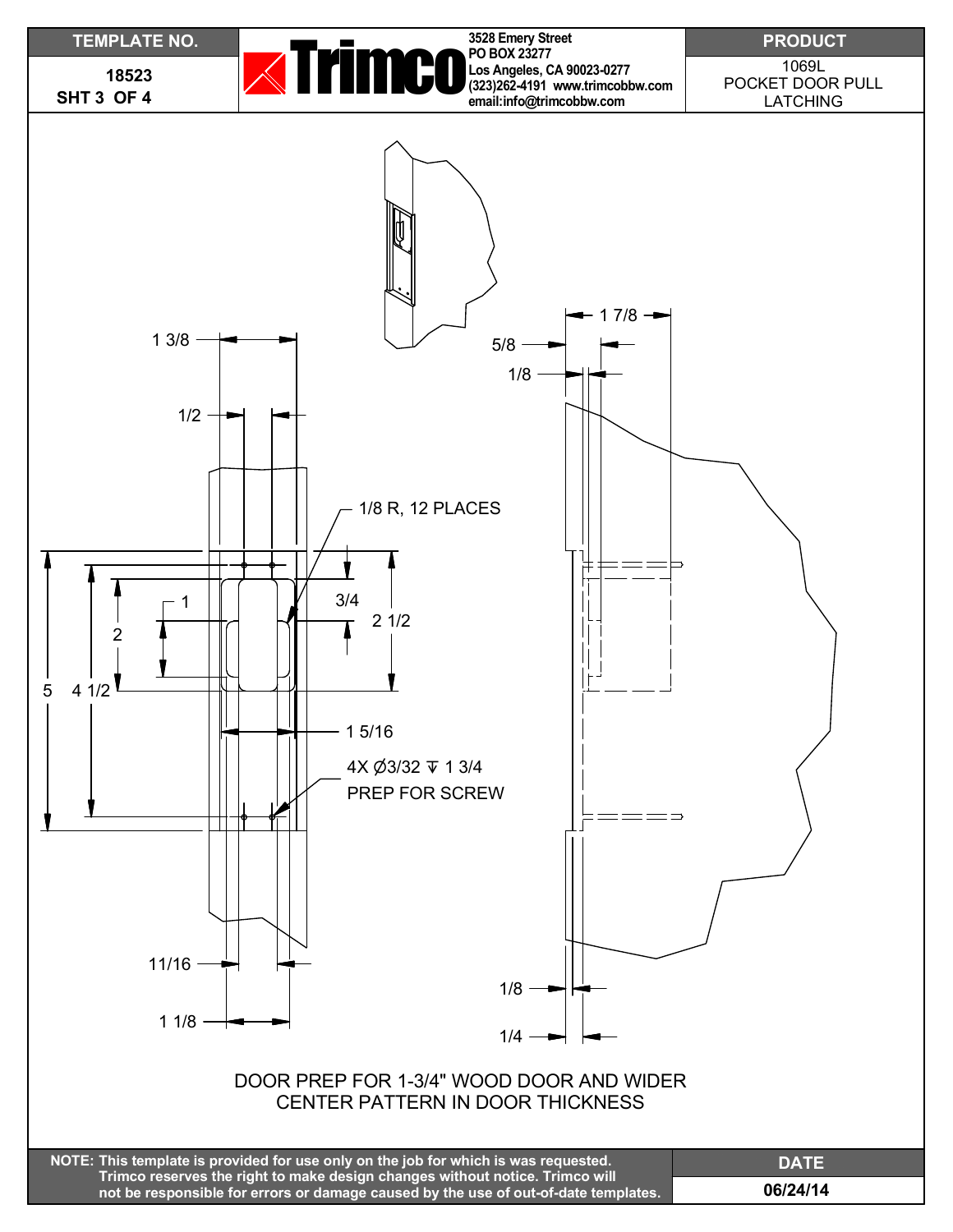| TEMPLATE NO. | Trimco | PRODUCT |
|---|---|---|
| 18523<br>SHT 3 OF 4 | 3528 Emery Street<br>PO BOX 23277<br>Los Angeles, CA 90023-0277<br>(323)262-4191 www.trimcobbw.com<br>email:info@trimcobbw.com | 1069L<br>POCKET DOOR PULL<br>LATCHING |

1 3/8

1/2

1/8 R, 12 PLACES

3/4

1

2 1/2

2

5

4 1/2

1 5/16

4X Ø3/32 ↧ 1 3/4
PREP FOR SCREW

11/16

1 1/8

1 7/8

5/8

1/8

1/8

1/4

DOOR PREP FOR 1-3/4" WOOD DOOR AND WIDER
CENTER PATTERN IN DOOR THICKNESS

**NOTE: This template is provided for use only on the job for which is was requested. Trimco reserves the right to make design changes without notice. Trimco will not be responsible for errors or damage caused by the use of out-of-date templates.**

| DATE |
|---|
| 06/24/14 |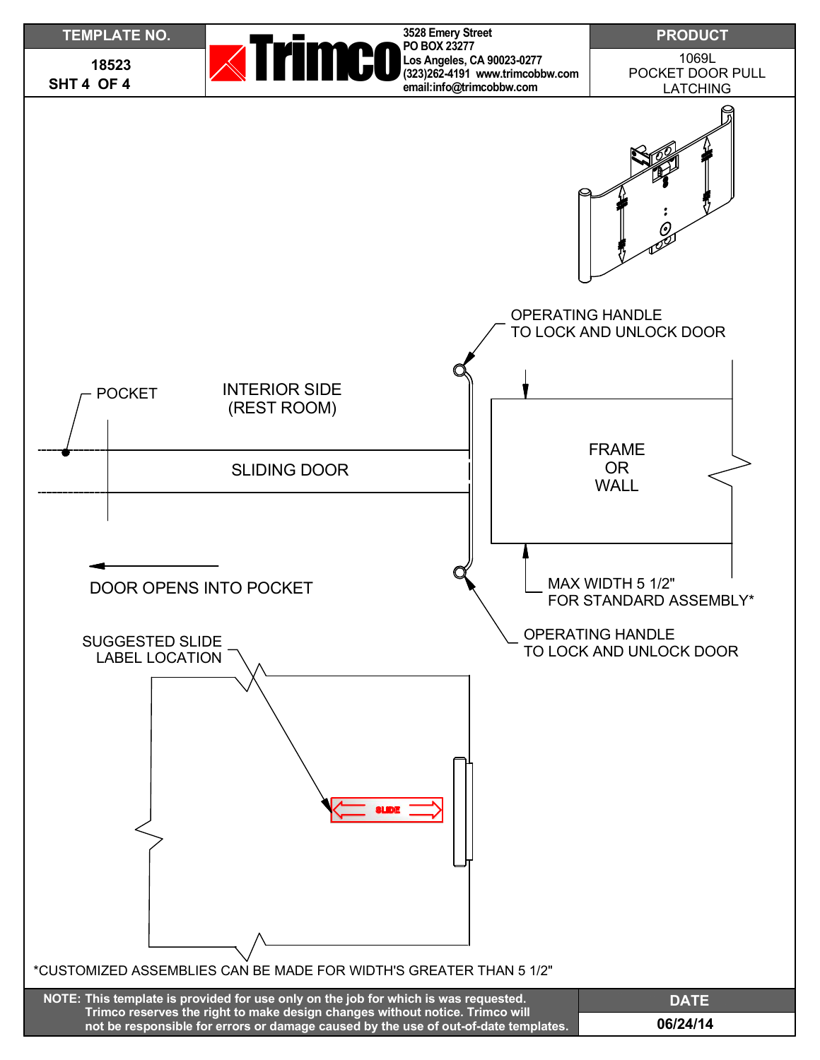| TEMPLATE NO. | Trimco | PRODUCT |
| --- | --- | --- |
| 18523<br>SHT 4 OF 4 | 3528 Emery Street<br>PO BOX 23277<br>Los Angeles, CA 90023-0277<br>(323)262-4191 www.trimcobbw.com<br>email:info@trimcobbw.com | 1069L<br>POCKET DOOR PULL<br>LATCHING |

OPERATING HANDLE
TO LOCK AND UNLOCK DOOR

POCKET

INTERIOR SIDE
(REST ROOM)

SLIDING DOOR

FRAME
OR
WALL

DOOR OPENS INTO POCKET

MAX WIDTH 5 1/2"
FOR STANDARD ASSEMBLY*

OPERATING HANDLE
TO LOCK AND UNLOCK DOOR

SUGGESTED SLIDE
LABEL LOCATION

SLIDE

*CUSTOMIZED ASSEMBLIES CAN BE MADE FOR WIDTH'S GREATER THAN 5 1/2"

| NOTE: This template is provided for use only on the job for which is was requested. Trimco reserves the right to make design changes without notice. Trimco will not be responsible for errors or damage caused by the use of out-of-date templates. | DATE |
| --- | --- |
| | 06/24/14 |